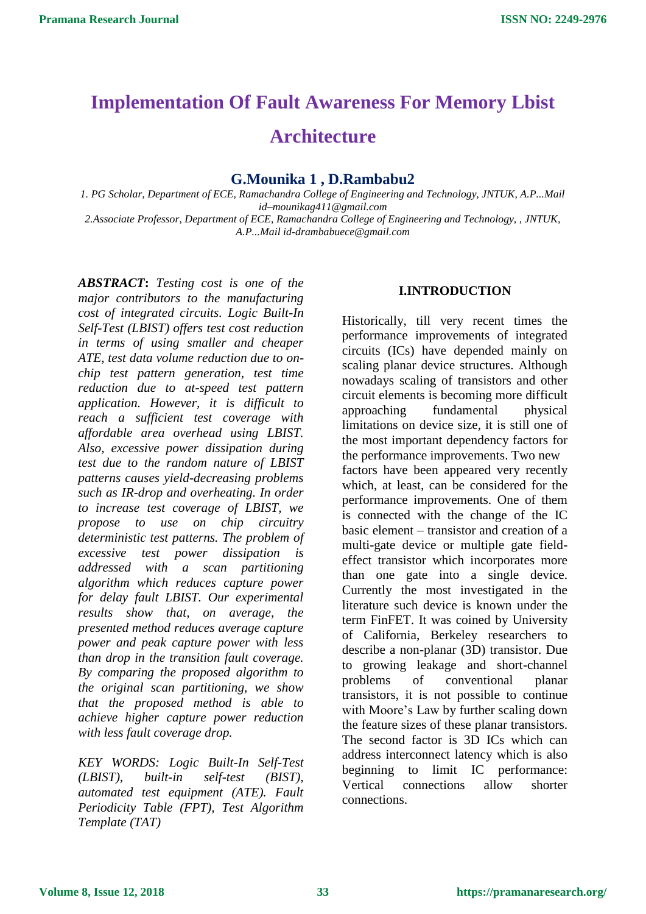# Implementation Of Fault Awareness For Memory Lbist Architecture

## G.Mounika 1 , D.Rambabu2

*1. PG Scholar, Department of ECE, Ramachandra College of Engineering and Technology, JNTUK, A.P...Mail id–mounikag411@gmail.com*

*2.Associate Professor, Department of ECE, Ramachandra College of Engineering and Technology, , JNTUK, A.P...Mail id-drambabuece@gmail.com*

***ABSTRACT*:** *Testing cost is one of the major contributors to the manufacturing cost of integrated circuits. Logic Built-In Self-Test (LBIST) offers test cost reduction in terms of using smaller and cheaper ATE, test data volume reduction due to on-chip test pattern generation, test time reduction due to at-speed test pattern application. However, it is difficult to reach a sufficient test coverage with affordable area overhead using LBIST. Also, excessive power dissipation during test due to the random nature of LBIST patterns causes yield-decreasing problems such as IR-drop and overheating. In order to increase test coverage of LBIST, we propose to use on chip circuitry deterministic test patterns. The problem of excessive test power dissipation is addressed with a scan partitioning algorithm which reduces capture power for delay fault LBIST. Our experimental results show that, on average, the presented method reduces average capture power and peak capture power with less than drop in the transition fault coverage. By comparing the proposed algorithm to the original scan partitioning, we show that the proposed method is able to achieve higher capture power reduction with less fault coverage drop.*

*KEY WORDS: Logic Built-In Self-Test (LBIST), built-in self-test (BIST), automated test equipment (ATE). Fault Periodicity Table (FPT), Test Algorithm Template (TAT)*

### I.INTRODUCTION

Historically, till very recent times the performance improvements of integrated circuits (ICs) have depended mainly on scaling planar device structures. Although nowadays scaling of transistors and other circuit elements is becoming more difficult approaching fundamental physical limitations on device size, it is still one of the most important dependency factors for the performance improvements. Two new factors have been appeared very recently which, at least, can be considered for the performance improvements. One of them is connected with the change of the IC basic element – transistor and creation of a multi-gate device or multiple gate field-effect transistor which incorporates more than one gate into a single device. Currently the most investigated in the literature such device is known under the term FinFET. It was coined by University of California, Berkeley researchers to describe a non-planar (3D) transistor. Due to growing leakage and short-channel problems of conventional planar transistors, it is not possible to continue with Moore's Law by further scaling down the feature sizes of these planar transistors. The second factor is 3D ICs which can address interconnect latency which is also beginning to limit IC performance: Vertical connections allow shorter connections.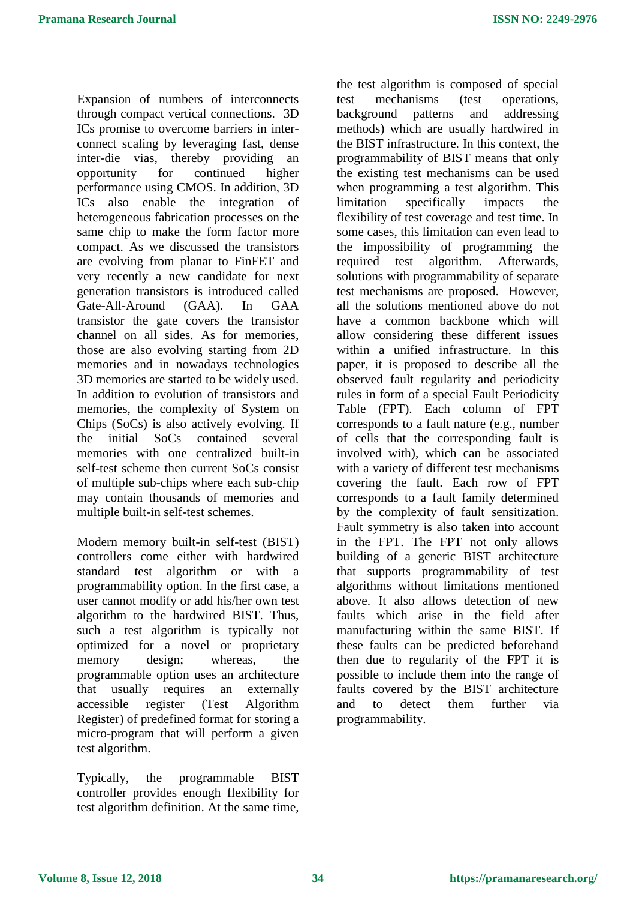Expansion of numbers of interconnects through compact vertical connections. 3D ICs promise to overcome barriers in inter-connect scaling by leveraging fast, dense inter-die vias, thereby providing an opportunity for continued higher performance using CMOS. In addition, 3D ICs also enable the integration of heterogeneous fabrication processes on the same chip to make the form factor more compact. As we discussed the transistors are evolving from planar to FinFET and very recently a new candidate for next generation transistors is introduced called Gate-All-Around (GAA). In GAA transistor the gate covers the transistor channel on all sides. As for memories, those are also evolving starting from 2D memories and in nowadays technologies 3D memories are started to be widely used. In addition to evolution of transistors and memories, the complexity of System on Chips (SoCs) is also actively evolving. If the initial SoCs contained several memories with one centralized built-in self-test scheme then current SoCs consist of multiple sub-chips where each sub-chip may contain thousands of memories and multiple built-in self-test schemes.

Modern memory built-in self-test (BIST) controllers come either with hardwired standard test algorithm or with a programmability option. In the first case, a user cannot modify or add his/her own test algorithm to the hardwired BIST. Thus, such a test algorithm is typically not optimized for a novel or proprietary memory design; whereas, the programmable option uses an architecture that usually requires an externally accessible register (Test Algorithm Register) of predefined format for storing a micro-program that will perform a given test algorithm.

Typically, the programmable BIST controller provides enough flexibility for test algorithm definition. At the same time, the test algorithm is composed of special test mechanisms (test operations, background patterns and addressing methods) which are usually hardwired in the BIST infrastructure. In this context, the programmability of BIST means that only the existing test mechanisms can be used when programming a test algorithm. This limitation specifically impacts the flexibility of test coverage and test time. In some cases, this limitation can even lead to the impossibility of programming the required test algorithm. Afterwards, solutions with programmability of separate test mechanisms are proposed. However, all the solutions mentioned above do not have a common backbone which will allow considering these different issues within a unified infrastructure. In this paper, it is proposed to describe all the observed fault regularity and periodicity rules in form of a special Fault Periodicity Table (FPT). Each column of FPT corresponds to a fault nature (e.g., number of cells that the corresponding fault is involved with), which can be associated with a variety of different test mechanisms covering the fault. Each row of FPT corresponds to a fault family determined by the complexity of fault sensitization. Fault symmetry is also taken into account in the FPT. The FPT not only allows building of a generic BIST architecture that supports programmability of test algorithms without limitations mentioned above. It also allows detection of new faults which arise in the field after manufacturing within the same BIST. If these faults can be predicted beforehand then due to regularity of the FPT it is possible to include them into the range of faults covered by the BIST architecture and to detect them further via programmability.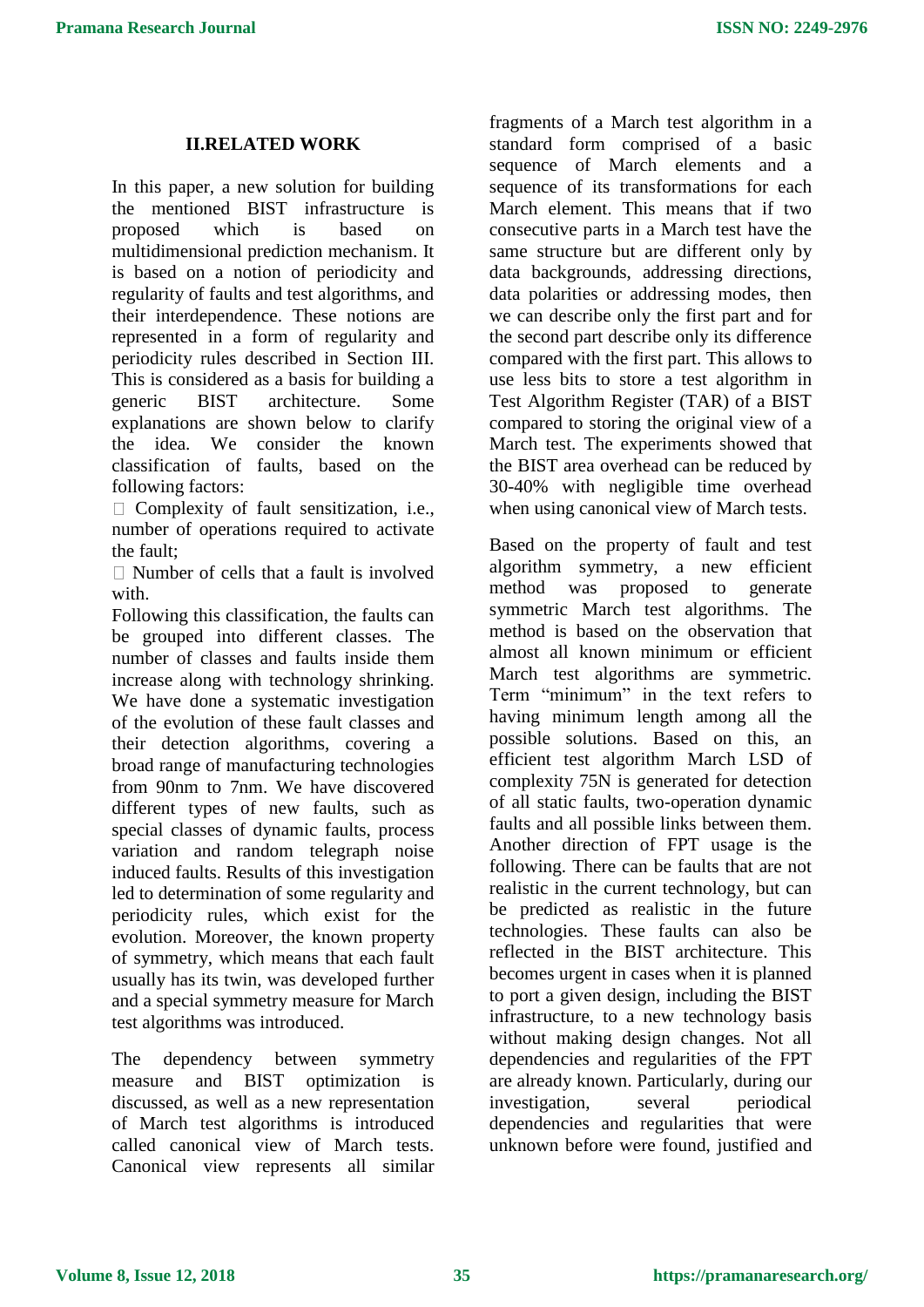## II.RELATED WORK

In this paper, a new solution for building the mentioned BIST infrastructure is proposed which is based on multidimensional prediction mechanism. It is based on a notion of periodicity and regularity of faults and test algorithms, and their interdependence. These notions are represented in a form of regularity and periodicity rules described in Section III. This is considered as a basis for building a generic BIST architecture. Some explanations are shown below to clarify the idea. We consider the known classification of faults, based on the following factors:

- Complexity of fault sensitization, i.e., number of operations required to activate the fault;
- Number of cells that a fault is involved with.

Following this classification, the faults can be grouped into different classes. The number of classes and faults inside them increase along with technology shrinking. We have done a systematic investigation of the evolution of these fault classes and their detection algorithms, covering a broad range of manufacturing technologies from 90nm to 7nm. We have discovered different types of new faults, such as special classes of dynamic faults, process variation and random telegraph noise induced faults. Results of this investigation led to determination of some regularity and periodicity rules, which exist for the evolution. Moreover, the known property of symmetry, which means that each fault usually has its twin, was developed further and a special symmetry measure for March test algorithms was introduced.

The dependency between symmetry measure and BIST optimization is discussed, as well as a new representation of March test algorithms is introduced called canonical view of March tests. Canonical view represents all similar fragments of a March test algorithm in a standard form comprised of a basic sequence of March elements and a sequence of its transformations for each March element. This means that if two consecutive parts in a March test have the same structure but are different only by data backgrounds, addressing directions, data polarities or addressing modes, then we can describe only the first part and for the second part describe only its difference compared with the first part. This allows to use less bits to store a test algorithm in Test Algorithm Register (TAR) of a BIST compared to storing the original view of a March test. The experiments showed that the BIST area overhead can be reduced by 30-40% with negligible time overhead when using canonical view of March tests.

Based on the property of fault and test algorithm symmetry, a new efficient method was proposed to generate symmetric March test algorithms. The method is based on the observation that almost all known minimum or efficient March test algorithms are symmetric. Term “minimum” in the text refers to having minimum length among all the possible solutions. Based on this, an efficient test algorithm March LSD of complexity 75N is generated for detection of all static faults, two-operation dynamic faults and all possible links between them. Another direction of FPT usage is the following. There can be faults that are not realistic in the current technology, but can be predicted as realistic in the future technologies. These faults can also be reflected in the BIST architecture. This becomes urgent in cases when it is planned to port a given design, including the BIST infrastructure, to a new technology basis without making design changes. Not all dependencies and regularities of the FPT are already known. Particularly, during our investigation, several periodical dependencies and regularities that were unknown before were found, justified and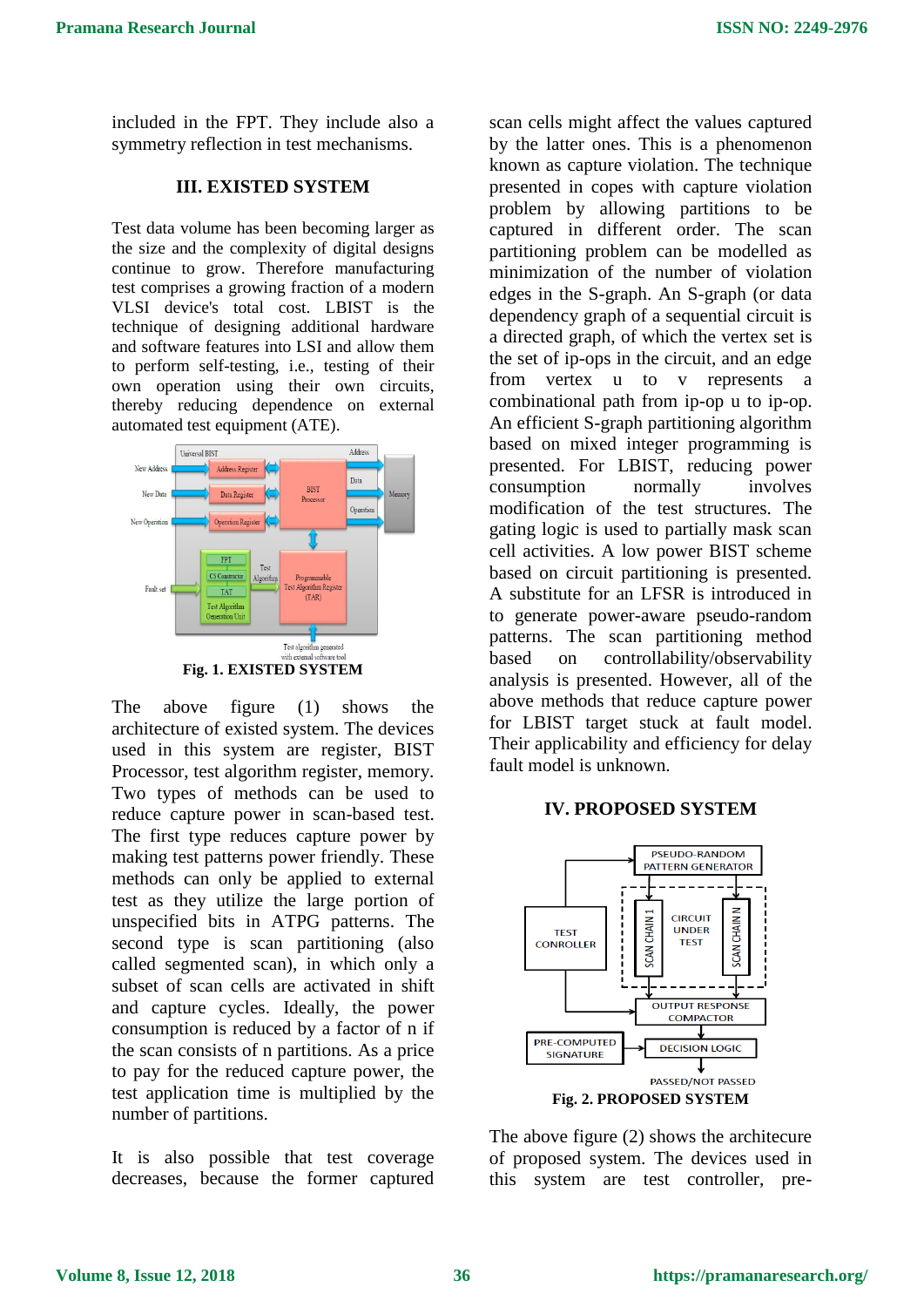included in the FPT. They include also a symmetry reflection in test mechanisms.

## III. EXISTED SYSTEM

Test data volume has been becoming larger as the size and the complexity of digital designs continue to grow. Therefore manufacturing test comprises a growing fraction of a modern VLSI device's total cost. LBIST is the technique of designing additional hardware and software features into LSI and allow them to perform self-testing, i.e., testing of their own operation using their own circuits, thereby reducing dependence on external automated test equipment (ATE).

Fig. 1. EXISTED SYSTEM

The above figure (1) shows the architecture of existed system. The devices used in this system are register, BIST Processor, test algorithm register, memory. Two types of methods can be used to reduce capture power in scan-based test. The first type reduces capture power by making test patterns power friendly. These methods can only be applied to external test as they utilize the large portion of unspecified bits in ATPG patterns. The second type is scan partitioning (also called segmented scan), in which only a subset of scan cells are activated in shift and capture cycles. Ideally, the power consumption is reduced by a factor of n if the scan consists of n partitions. As a price to pay for the reduced capture power, the test application time is multiplied by the number of partitions.

It is also possible that test coverage decreases, because the former captured scan cells might affect the values captured by the latter ones. This is a phenomenon known as capture violation. The technique presented in copes with capture violation problem by allowing partitions to be captured in different order. The scan partitioning problem can be modelled as minimization of the number of violation edges in the S-graph. An S-graph (or data dependency graph of a sequential circuit is a directed graph, of which the vertex set is the set of ip-ops in the circuit, and an edge from vertex u to v represents a combinational path from ip-op u to ip-op. An efficient S-graph partitioning algorithm based on mixed integer programming is presented. For LBIST, reducing power consumption normally involves modification of the test structures. The gating logic is used to partially mask scan cell activities. A low power BIST scheme based on circuit partitioning is presented. A substitute for an LFSR is introduced in to generate power-aware pseudo-random patterns. The scan partitioning method based on controllability/observability analysis is presented. However, all of the above methods that reduce capture power for LBIST target stuck at fault model. Their applicability and efficiency for delay fault model is unknown.

## IV. PROPOSED SYSTEM

Fig. 2. PROPOSED SYSTEM

The above figure (2) shows the architecure of proposed system. The devices used in this system are test controller, pre-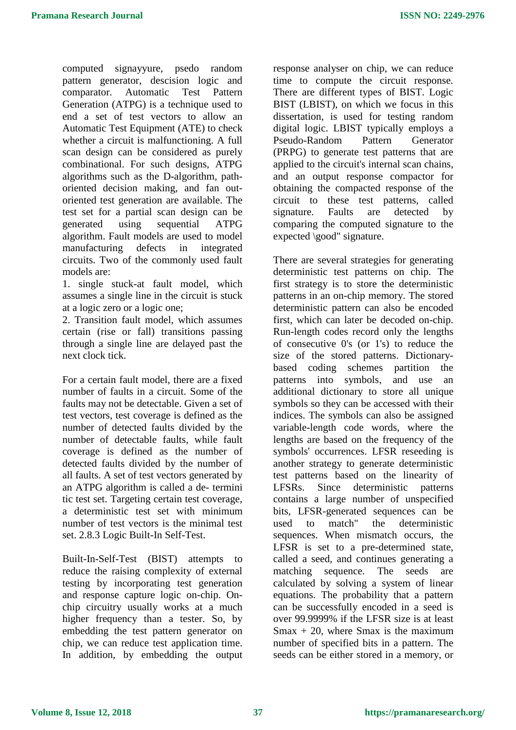computed signayyure, psedo random pattern generator, descision logic and comparator. Automatic Test Pattern Generation (ATPG) is a technique used to end a set of test vectors to allow an Automatic Test Equipment (ATE) to check whether a circuit is malfunctioning. A full scan design can be considered as purely combinational. For such designs, ATPG algorithms such as the D-algorithm, path-oriented decision making, and fan out-oriented test generation are available. The test set for a partial scan design can be generated using sequential ATPG algorithm. Fault models are used to model manufacturing defects in integrated circuits. Two of the commonly used fault models are:

1. single stuck-at fault model, which assumes a single line in the circuit is stuck at a logic zero or a logic one;
2. Transition fault model, which assumes certain (rise or fall) transitions passing through a single line are delayed past the next clock tick.

For a certain fault model, there are a fixed number of faults in a circuit. Some of the faults may not be detectable. Given a set of test vectors, test coverage is defined as the number of detected faults divided by the number of detectable faults, while fault coverage is defined as the number of detected faults divided by the number of all faults. A set of test vectors generated by an ATPG algorithm is called a de- termini tic test set. Targeting certain test coverage, a deterministic test set with minimum number of test vectors is the minimal test set. 2.8.3 Logic Built-In Self-Test.

Built-In-Self-Test (BIST) attempts to reduce the raising complexity of external testing by incorporating test generation and response capture logic on-chip. On-chip circuitry usually works at a much higher frequency than a tester. So, by embedding the test pattern generator on chip, we can reduce test application time. In addition, by embedding the output response analyser on chip, we can reduce time to compute the circuit response. There are different types of BIST. Logic BIST (LBIST), on which we focus in this dissertation, is used for testing random digital logic. LBIST typically employs a Pseudo-Random Pattern Generator (PRPG) to generate test patterns that are applied to the circuit's internal scan chains, and an output response compactor for obtaining the compacted response of the circuit to these test patterns, called signature. Faults are detected by comparing the computed signature to the expected \good" signature.

There are several strategies for generating deterministic test patterns on chip. The first strategy is to store the deterministic patterns in an on-chip memory. The stored deterministic pattern can also be encoded first, which can later be decoded on-chip. Run-length codes record only the lengths of consecutive 0's (or 1's) to reduce the size of the stored patterns. Dictionary-based coding schemes partition the patterns into symbols, and use an additional dictionary to store all unique symbols so they can be accessed with their indices. The symbols can also be assigned variable-length code words, where the lengths are based on the frequency of the symbols' occurrences. LFSR reseeding is another strategy to generate deterministic test patterns based on the linearity of LFSRs. Since deterministic patterns contains a large number of unspecified bits, LFSR-generated sequences can be used to match" the deterministic sequences. When mismatch occurs, the LFSR is set to a pre-determined state, called a seed, and continues generating a matching sequence. The seeds are calculated by solving a system of linear equations. The probability that a pattern can be successfully encoded in a seed is over 99.9999% if the LFSR size is at least $S_{max} + 20$, where $S_{max}$ is the maximum number of specified bits in a pattern. The seeds can be either stored in a memory, or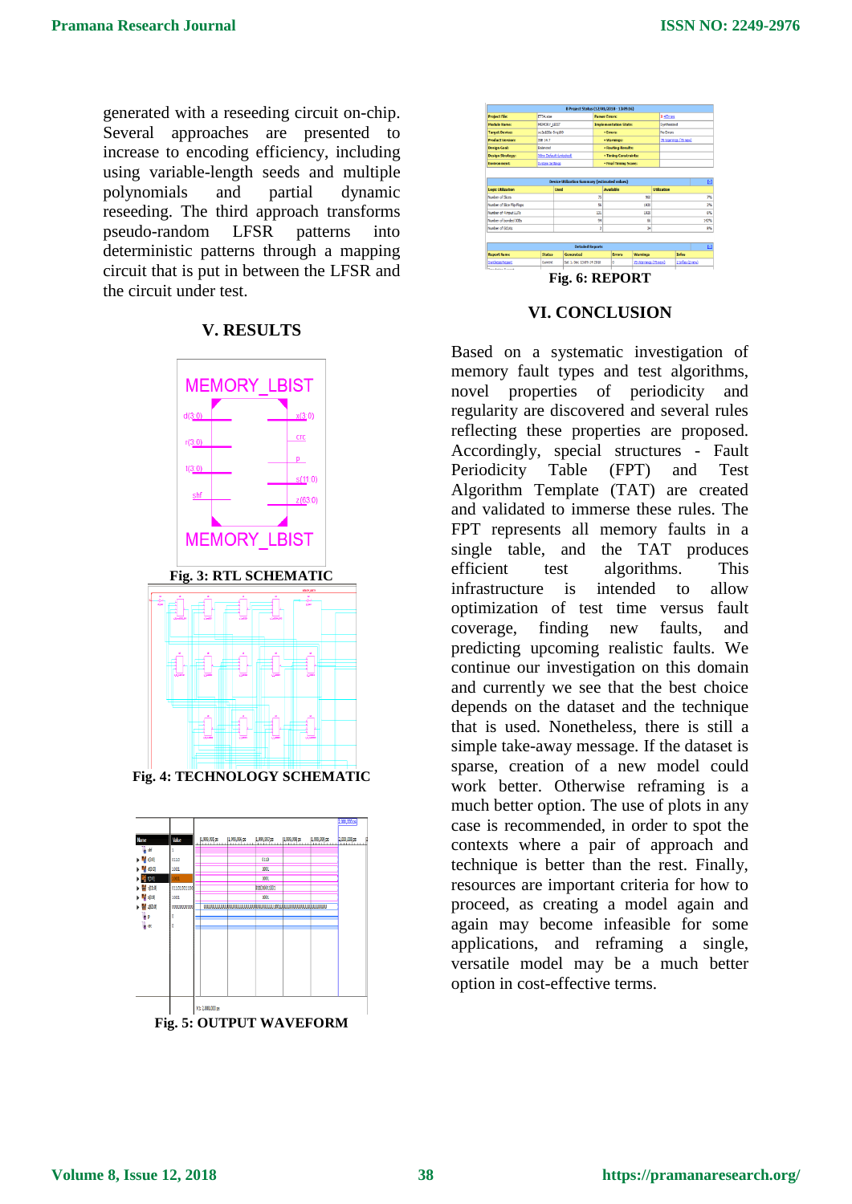generated with a reseeding circuit on-chip. Several approaches are presented to increase to encoding efficiency, including using variable-length seeds and multiple polynomials and partial dynamic reseeding. The third approach transforms pseudo-random LFSR patterns into deterministic patterns through a mapping circuit that is put in between the LFSR and the circuit under test.

## V. RESULTS

**Fig. 3: RTL SCHEMATIC**

**Fig. 4: TECHNOLOGY SCHEMATIC**

**Fig. 5: OUTPUT WAVEFORM**

**Fig. 6: REPORT**

## VI. CONCLUSION

Based on a systematic investigation of memory fault types and test algorithms, novel properties of periodicity and regularity are discovered and several rules reflecting these properties are proposed. Accordingly, special structures - Fault Periodicity Table (FPT) and Test Algorithm Template (TAT) are created and validated to immerse these rules. The FPT represents all memory faults in a single table, and the TAT produces efficient test algorithms. This infrastructure is intended to allow optimization of test time versus fault coverage, finding new faults, and predicting upcoming realistic faults. We continue our investigation on this domain and currently we see that the best choice depends on the dataset and the technique that is used. Nonetheless, there is still a simple take-away message. If the dataset is sparse, creation of a new model could work better. Otherwise reframing is a much better option. The use of plots in any case is recommended, in order to spot the contexts where a pair of approach and technique is better than the rest. Finally, resources are important criteria for how to proceed, as creating a model again and again may become infeasible for some applications, and reframing a single, versatile model may be a much better option in cost-effective terms.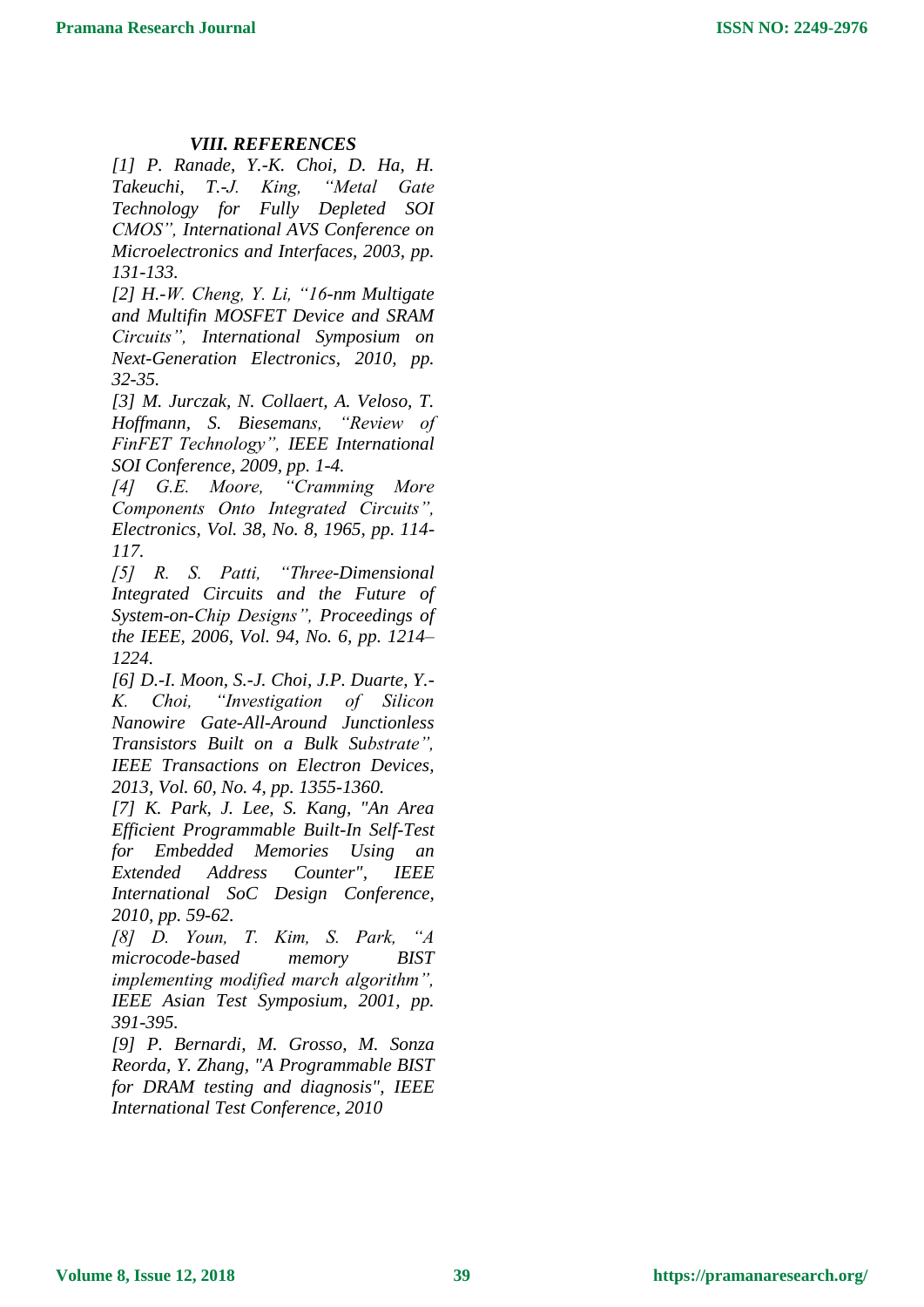### *VIII. REFERENCES*

*[1] P. Ranade, Y.-K. Choi, D. Ha, H. Takeuchi, T.-J. King, "Metal Gate Technology for Fully Depleted SOI CMOS", International AVS Conference on Microelectronics and Interfaces, 2003, pp. 131-133.*

*[2] H.-W. Cheng, Y. Li, "16-nm Multigate and Multifin MOSFET Device and SRAM Circuits", International Symposium on Next-Generation Electronics, 2010, pp. 32-35.*

*[3] M. Jurczak, N. Collaert, A. Veloso, T. Hoffmann, S. Biesemans, "Review of FinFET Technology", IEEE International SOI Conference, 2009, pp. 1-4.*

*[4] G.E. Moore, "Cramming More Components Onto Integrated Circuits", Electronics, Vol. 38, No. 8, 1965, pp. 114-117.*

*[5] R. S. Patti, "Three-Dimensional Integrated Circuits and the Future of System-on-Chip Designs", Proceedings of the IEEE, 2006, Vol. 94, No. 6, pp. 1214–1224.*

*[6] D.-I. Moon, S.-J. Choi, J.P. Duarte, Y.-K. Choi, "Investigation of Silicon Nanowire Gate-All-Around Junctionless Transistors Built on a Bulk Substrate", IEEE Transactions on Electron Devices, 2013, Vol. 60, No. 4, pp. 1355-1360.*

*[7] K. Park, J. Lee, S. Kang, "An Area Efficient Programmable Built-In Self-Test for Embedded Memories Using an Extended Address Counter", IEEE International SoC Design Conference, 2010, pp. 59-62.*

*[8] D. Youn, T. Kim, S. Park, "A microcode-based memory BIST implementing modified march algorithm", IEEE Asian Test Symposium, 2001, pp. 391-395.*

*[9] P. Bernardi, M. Grosso, M. Sonza Reorda, Y. Zhang, "A Programmable BIST for DRAM testing and diagnosis", IEEE International Test Conference, 2010*